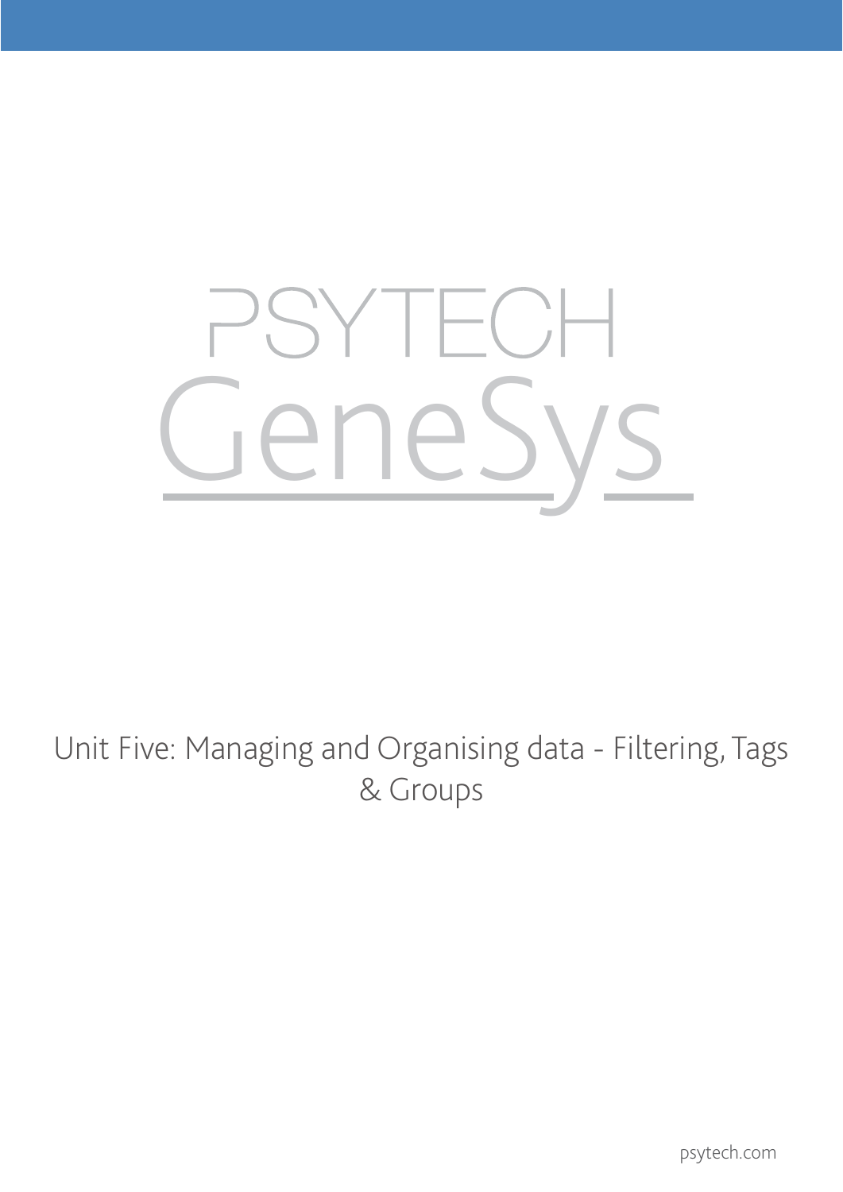# PSYTECH GeneSys

Unit Five: Managing and Organising data - Filtering, Tags & Groups

psytech.com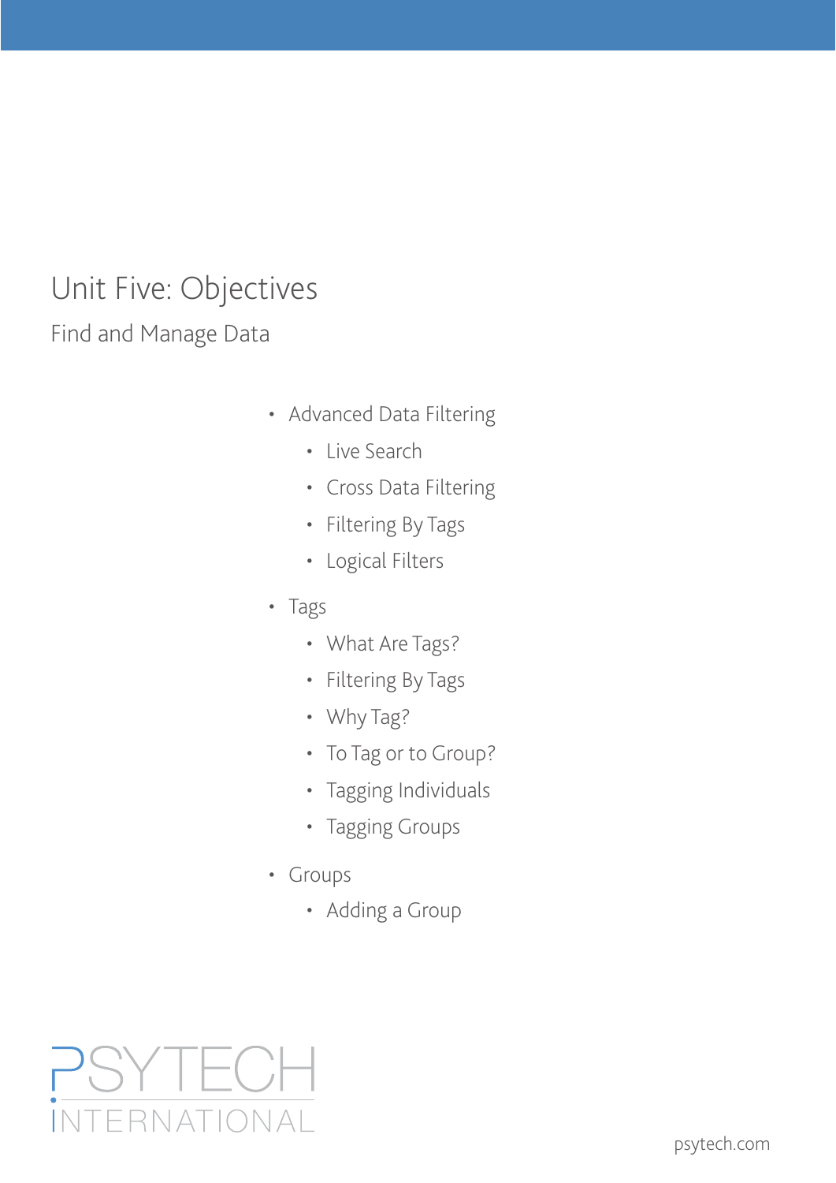# Unit Five: Objectives

## Find and Manage Data

- Advanced Data Filtering
  - Live Search
  - Cross Data Filtering
  - Filtering By Tags
  - Logical Filters
- Tags
  - What Are Tags?
  - Filtering By Tags
  - Why Tag?
  - To Tag or to Group?
  - Tagging Individuals
  - Tagging Groups
- Groups
  - Adding a Group

PSYTECH INTERNATIONAL

psytech.com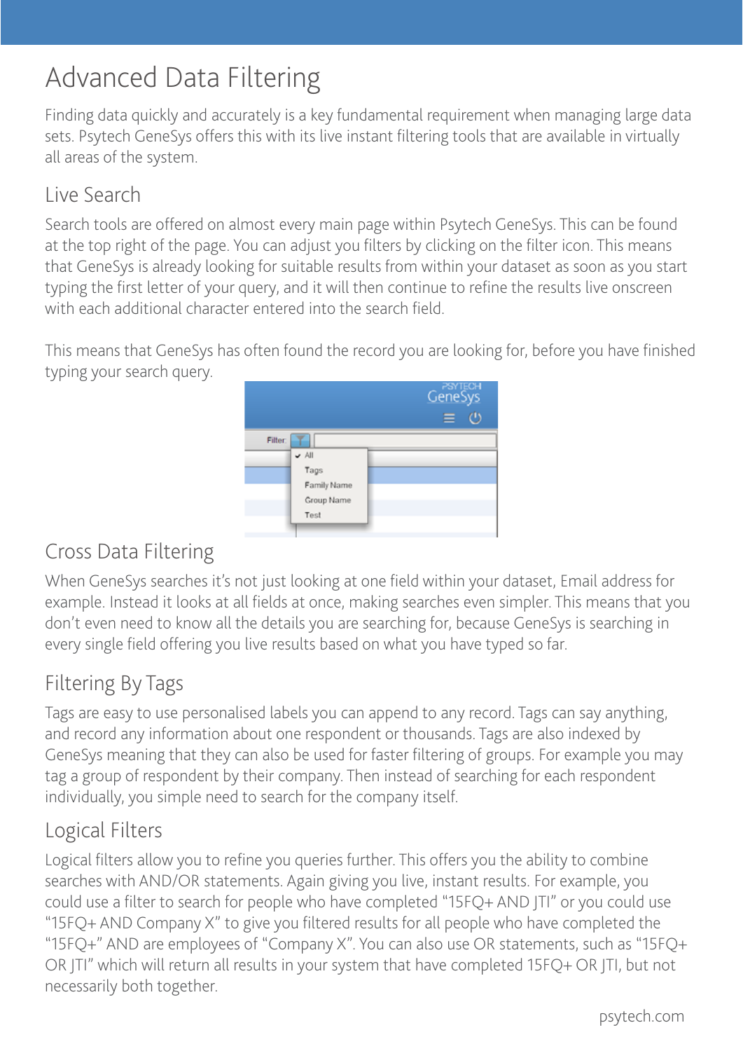# Advanced Data Filtering

Finding data quickly and accurately is a key fundamental requirement when managing large data sets. Psytech GeneSys offers this with its live instant filtering tools that are available in virtually all areas of the system.

## Live Search

Search tools are offered on almost every main page within Psytech GeneSys. This can be found at the top right of the page. You can adjust you filters by clicking on the filter icon. This means that GeneSys is already looking for suitable results from within your dataset as soon as you start typing the first letter of your query, and it will then continue to refine the results live onscreen with each additional character entered into the search field.

This means that GeneSys has often found the record you are looking for, before you have finished typing your search query.

## Cross Data Filtering

When GeneSys searches it's not just looking at one field within your dataset, Email address for example. Instead it looks at all fields at once, making searches even simpler. This means that you don't even need to know all the details you are searching for, because GeneSys is searching in every single field offering you live results based on what you have typed so far.

## Filtering By Tags

Tags are easy to use personalised labels you can append to any record. Tags can say anything, and record any information about one respondent or thousands. Tags are also indexed by GeneSys meaning that they can also be used for faster filtering of groups. For example you may tag a group of respondent by their company. Then instead of searching for each respondent individually, you simple need to search for the company itself.

## Logical Filters

Logical filters allow you to refine you queries further. This offers you the ability to combine searches with AND/OR statements. Again giving you live, instant results. For example, you could use a filter to search for people who have completed "15FQ+ AND JTI" or you could use "15FQ+ AND Company X" to give you filtered results for all people who have completed the "15FQ+" AND are employees of "Company X". You can also use OR statements, such as "15FQ+ OR JTI" which will return all results in your system that have completed 15FQ+ OR JTI, but not necessarily both together.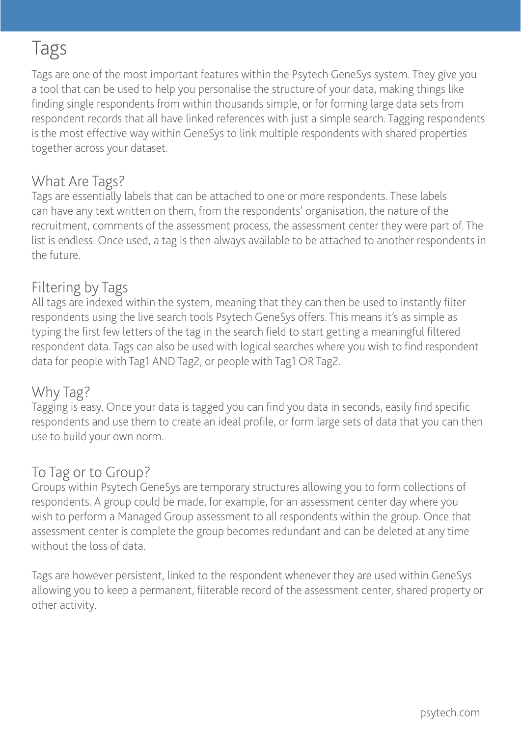# Tags

Tags are one of the most important features within the Psytech GeneSys system. They give you a tool that can be used to help you personalise the structure of your data, making things like finding single respondents from within thousands simple, or for forming large data sets from respondent records that all have linked references with just a simple search. Tagging respondents is the most effective way within GeneSys to link multiple respondents with shared properties together across your dataset.

## What Are Tags?

Tags are essentially labels that can be attached to one or more respondents. These labels can have any text written on them, from the respondents' organisation, the nature of the recruitment, comments of the assessment process, the assessment center they were part of. The list is endless. Once used, a tag is then always available to be attached to another respondents in the future.

## Filtering by Tags

All tags are indexed within the system, meaning that they can then be used to instantly filter respondents using the live search tools Psytech GeneSys offers. This means it's as simple as typing the first few letters of the tag in the search field to start getting a meaningful filtered respondent data. Tags can also be used with logical searches where you wish to find respondent data for people with Tag1 AND Tag2, or people with Tag1 OR Tag2.

## Why Tag?

Tagging is easy. Once your data is tagged you can find you data in seconds, easily find specific respondents and use them to create an ideal profile, or form large sets of data that you can then use to build your own norm.

## To Tag or to Group?

Groups within Psytech GeneSys are temporary structures allowing you to form collections of respondents. A group could be made, for example, for an assessment center day where you wish to perform a Managed Group assessment to all respondents within the group. Once that assessment center is complete the group becomes redundant and can be deleted at any time without the loss of data.

Tags are however persistent, linked to the respondent whenever they are used within GeneSys allowing you to keep a permanent, filterable record of the assessment center, shared property or other activity.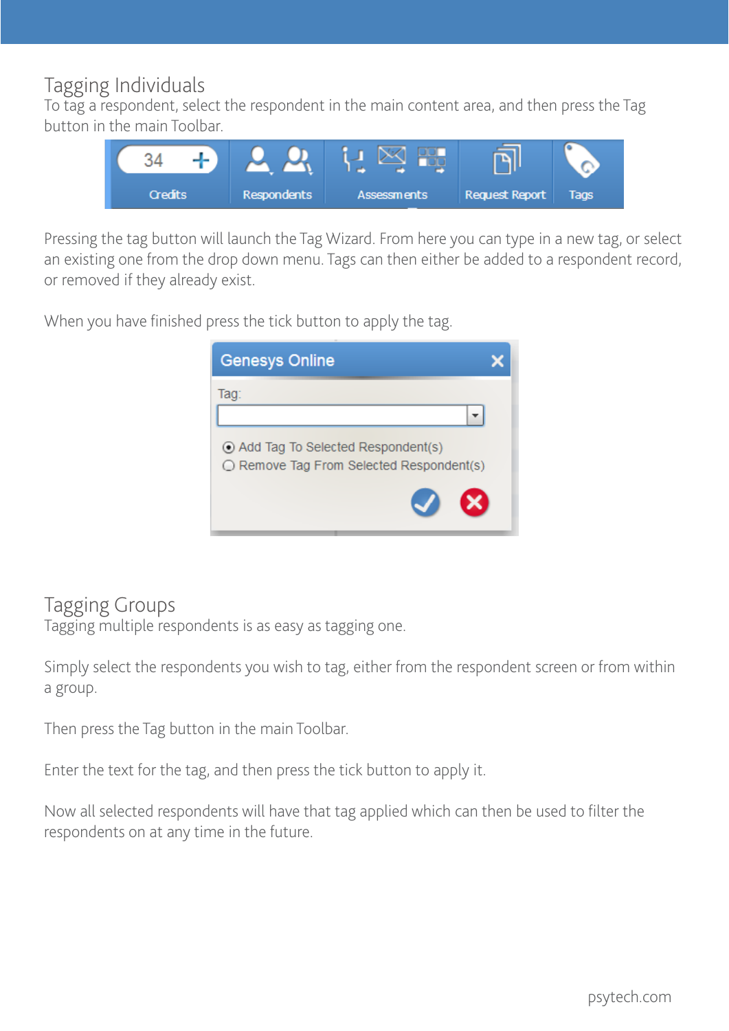## Tagging Individuals

To tag a respondent, select the respondent in the main content area, and then press the Tag button in the main Toolbar.

Pressing the tag button will launch the Tag Wizard. From here you can type in a new tag, or select an existing one from the drop down menu. Tags can then either be added to a respondent record, or removed if they already exist.

When you have finished press the tick button to apply the tag.

## Tagging Groups

Tagging multiple respondents is as easy as tagging one.

Simply select the respondents you wish to tag, either from the respondent screen or from within a group.

Then press the Tag button in the main Toolbar.

Enter the text for the tag, and then press the tick button to apply it.

Now all selected respondents will have that tag applied which can then be used to filter the respondents on at any time in the future.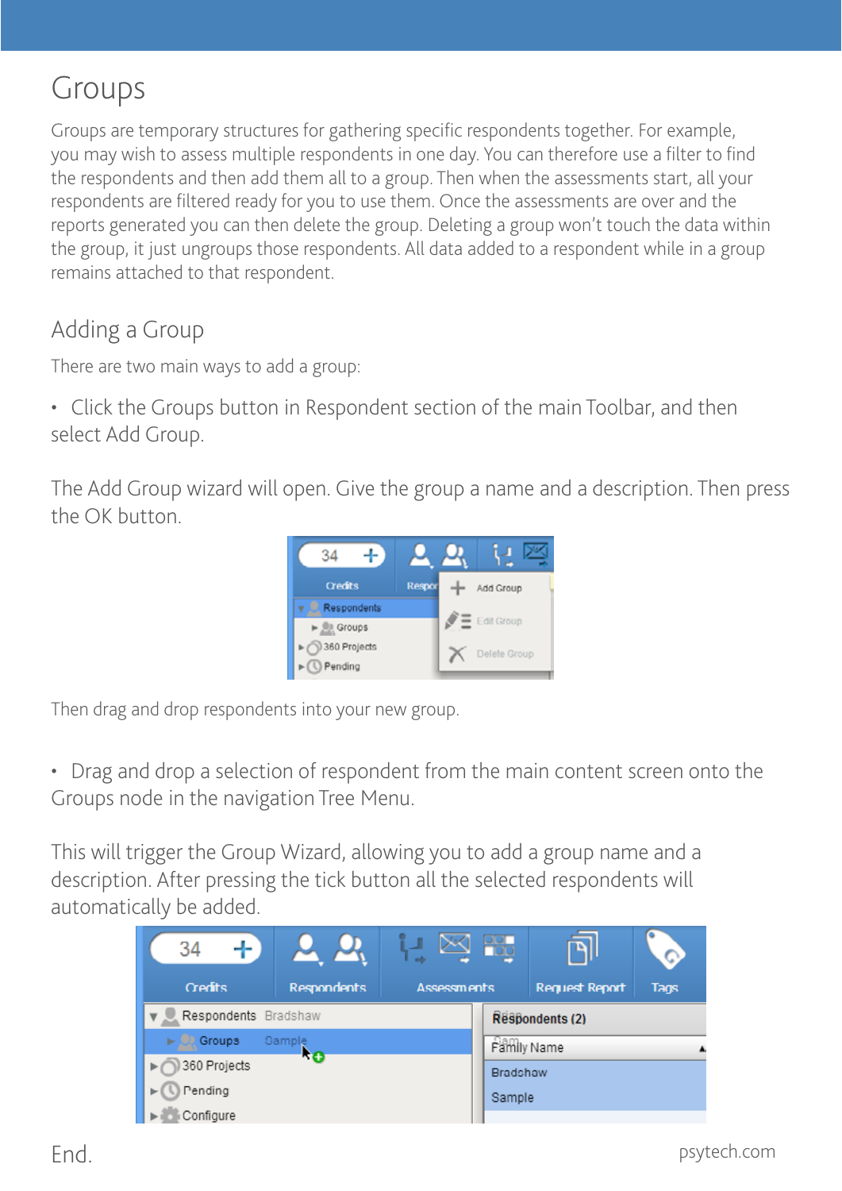# Groups

Groups are temporary structures for gathering specific respondents together. For example, you may wish to assess multiple respondents in one day. You can therefore use a filter to find the respondents and then add them all to a group. Then when the assessments start, all your respondents are filtered ready for you to use them. Once the assessments are over and the reports generated you can then delete the group. Deleting a group won't touch the data within the group, it just ungroups those respondents. All data added to a respondent while in a group remains attached to that respondent.

## Adding a Group

There are two main ways to add a group:

- Click the Groups button in Respondent section of the main Toolbar, and then select Add Group.

The Add Group wizard will open. Give the group a name and a description. Then press the OK button.

Then drag and drop respondents into your new group.

- Drag and drop a selection of respondent from the main content screen onto the Groups node in the navigation Tree Menu.

This will trigger the Group Wizard, allowing you to add a group name and a description. After pressing the tick button all the selected respondents will automatically be added.

End.